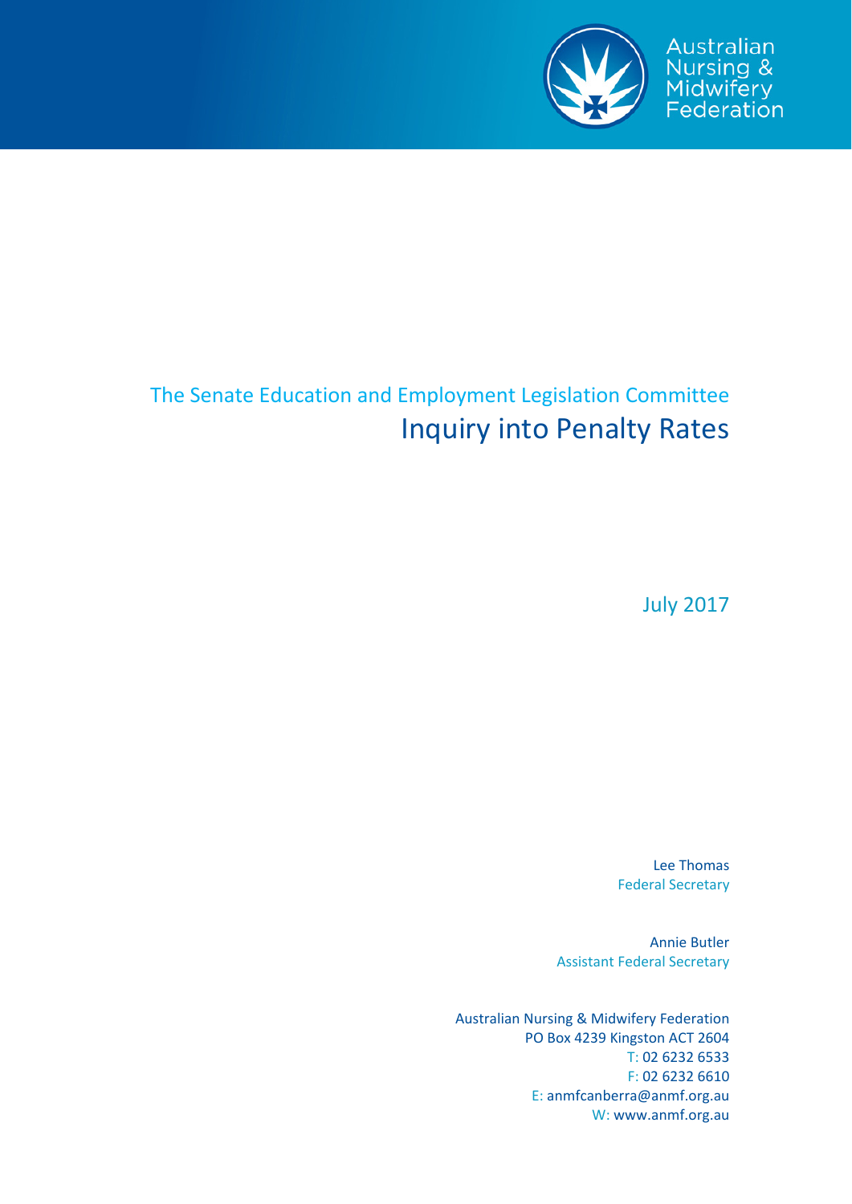Australian Nursing & Midwifery Federation

The Senate Education and Employment Legislation Committee

# Inquiry into Penalty Rates

July 2017

Lee Thomas
Federal Secretary

Annie Butler
Assistant Federal Secretary

Australian Nursing & Midwifery Federation
PO Box 4239 Kingston ACT 2604
T: 02 6232 6533
F: 02 6232 6610
E: anmfcanberra@anmf.org.au
W: www.anmf.org.au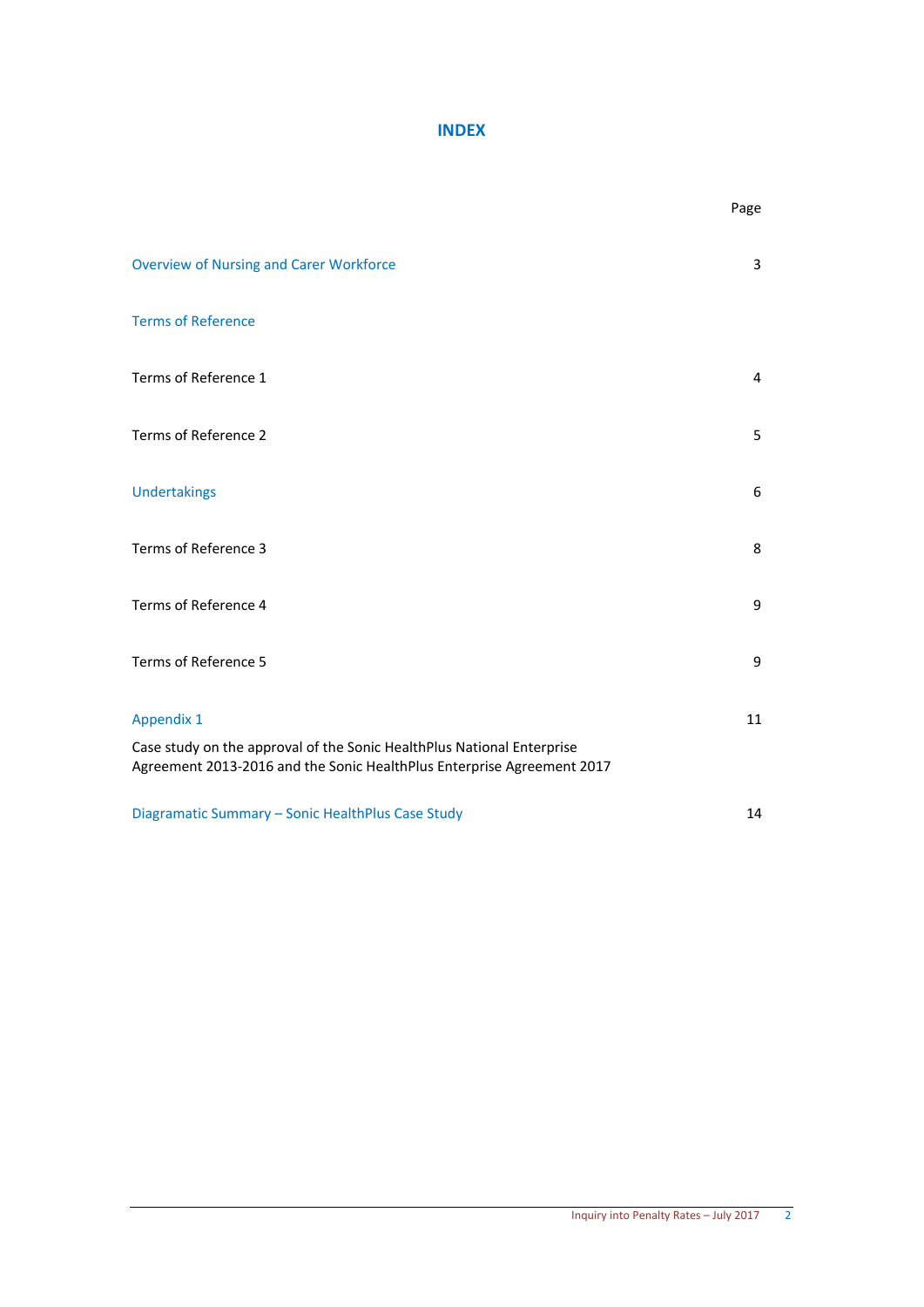# INDEX

| | Page |
|---|---|
| Overview of Nursing and Carer Workforce | 3 |
| Terms of Reference | |
| Terms of Reference 1 | 4 |
| Terms of Reference 2 | 5 |
| Undertakings | 6 |
| Terms of Reference 3 | 8 |
| Terms of Reference 4 | 9 |
| Terms of Reference 5 | 9 |
| Appendix 1<br>Case study on the approval of the Sonic HealthPlus National Enterprise Agreement 2013-2016 and the Sonic HealthPlus Enterprise Agreement 2017 | 11 |
| Diagramatic Summary – Sonic HealthPlus Case Study | 14 |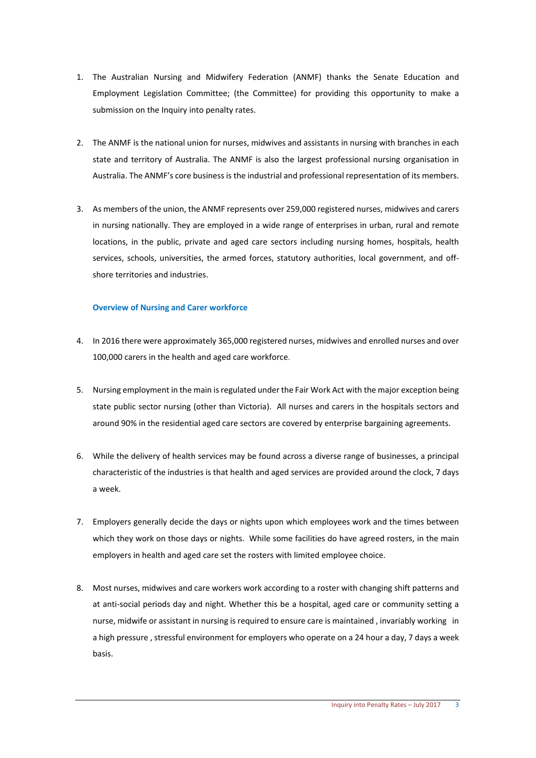1. The Australian Nursing and Midwifery Federation (ANMF) thanks the Senate Education and Employment Legislation Committee; (the Committee) for providing this opportunity to make a submission on the Inquiry into penalty rates.

2. The ANMF is the national union for nurses, midwives and assistants in nursing with branches in each state and territory of Australia. The ANMF is also the largest professional nursing organisation in Australia. The ANMF's core business is the industrial and professional representation of its members.

3. As members of the union, the ANMF represents over 259,000 registered nurses, midwives and carers in nursing nationally. They are employed in a wide range of enterprises in urban, rural and remote locations, in the public, private and aged care sectors including nursing homes, hospitals, health services, schools, universities, the armed forces, statutory authorities, local government, and off-shore territories and industries.

### Overview of Nursing and Carer workforce

4. In 2016 there were approximately 365,000 registered nurses, midwives and enrolled nurses and over 100,000 carers in the health and aged care workforce.

5. Nursing employment in the main is regulated under the Fair Work Act with the major exception being state public sector nursing (other than Victoria). All nurses and carers in the hospitals sectors and around 90% in the residential aged care sectors are covered by enterprise bargaining agreements.

6. While the delivery of health services may be found across a diverse range of businesses, a principal characteristic of the industries is that health and aged services are provided around the clock, 7 days a week.

7. Employers generally decide the days or nights upon which employees work and the times between which they work on those days or nights. While some facilities do have agreed rosters, in the main employers in health and aged care set the rosters with limited employee choice.

8. Most nurses, midwives and care workers work according to a roster with changing shift patterns and at anti-social periods day and night. Whether this be a hospital, aged care or community setting a nurse, midwife or assistant in nursing is required to ensure care is maintained , invariably working in a high pressure , stressful environment for employers who operate on a 24 hour a day, 7 days a week basis.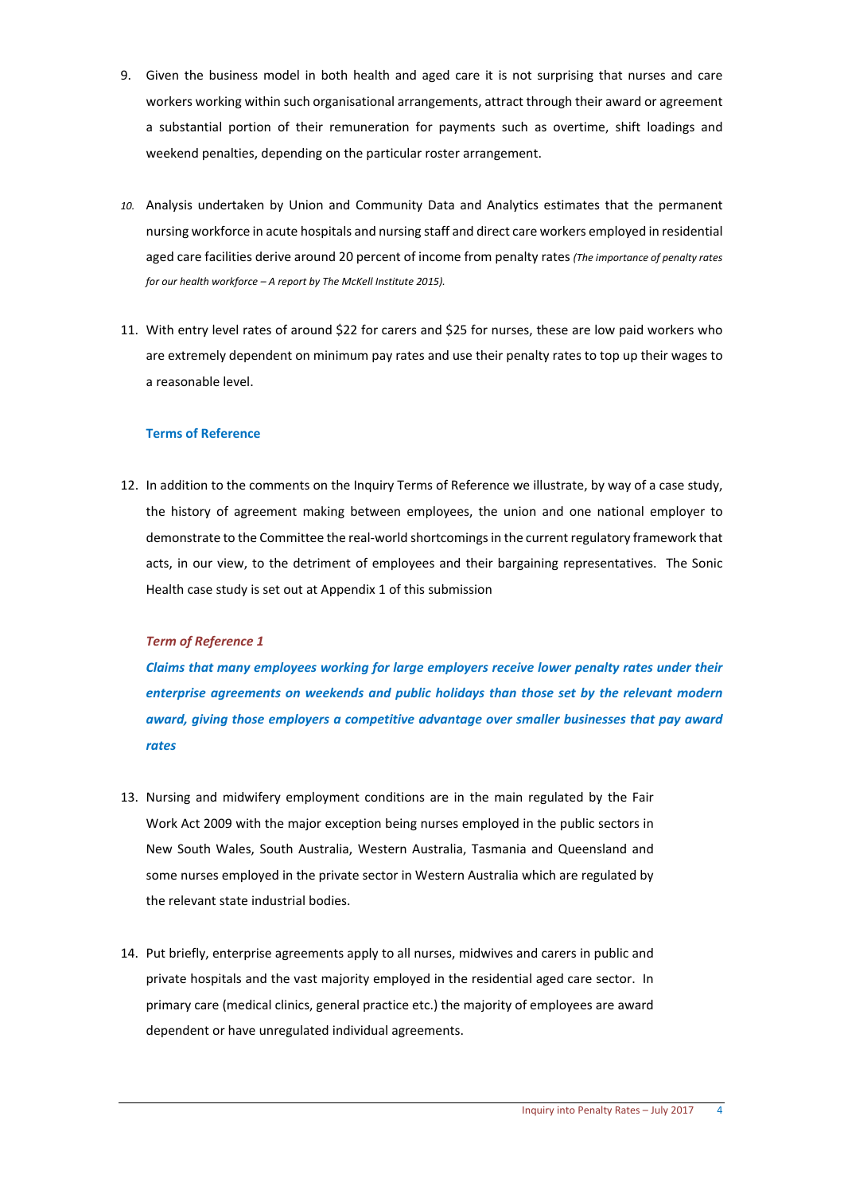9. Given the business model in both health and aged care it is not surprising that nurses and care workers working within such organisational arrangements, attract through their award or agreement a substantial portion of their remuneration for payments such as overtime, shift loadings and weekend penalties, depending on the particular roster arrangement.

10. Analysis undertaken by Union and Community Data and Analytics estimates that the permanent nursing workforce in acute hospitals and nursing staff and direct care workers employed in residential aged care facilities derive around 20 percent of income from penalty rates *(The importance of penalty rates for our health workforce – A report by The McKell Institute 2015).*

11. With entry level rates of around $22 for carers and $25 for nurses, these are low paid workers who are extremely dependent on minimum pay rates and use their penalty rates to top up their wages to a reasonable level.

### Terms of Reference

12. In addition to the comments on the Inquiry Terms of Reference we illustrate, by way of a case study, the history of agreement making between employees, the union and one national employer to demonstrate to the Committee the real-world shortcomings in the current regulatory framework that acts, in our view, to the detriment of employees and their bargaining representatives. The Sonic Health case study is set out at Appendix 1 of this submission

#### *Term of Reference 1*

***Claims that many employees working for large employers receive lower penalty rates under their enterprise agreements on weekends and public holidays than those set by the relevant modern award, giving those employers a competitive advantage over smaller businesses that pay award rates***

13. Nursing and midwifery employment conditions are in the main regulated by the Fair Work Act 2009 with the major exception being nurses employed in the public sectors in New South Wales, South Australia, Western Australia, Tasmania and Queensland and some nurses employed in the private sector in Western Australia which are regulated by the relevant state industrial bodies.

14. Put briefly, enterprise agreements apply to all nurses, midwives and carers in public and private hospitals and the vast majority employed in the residential aged care sector. In primary care (medical clinics, general practice etc.) the majority of employees are award dependent or have unregulated individual agreements.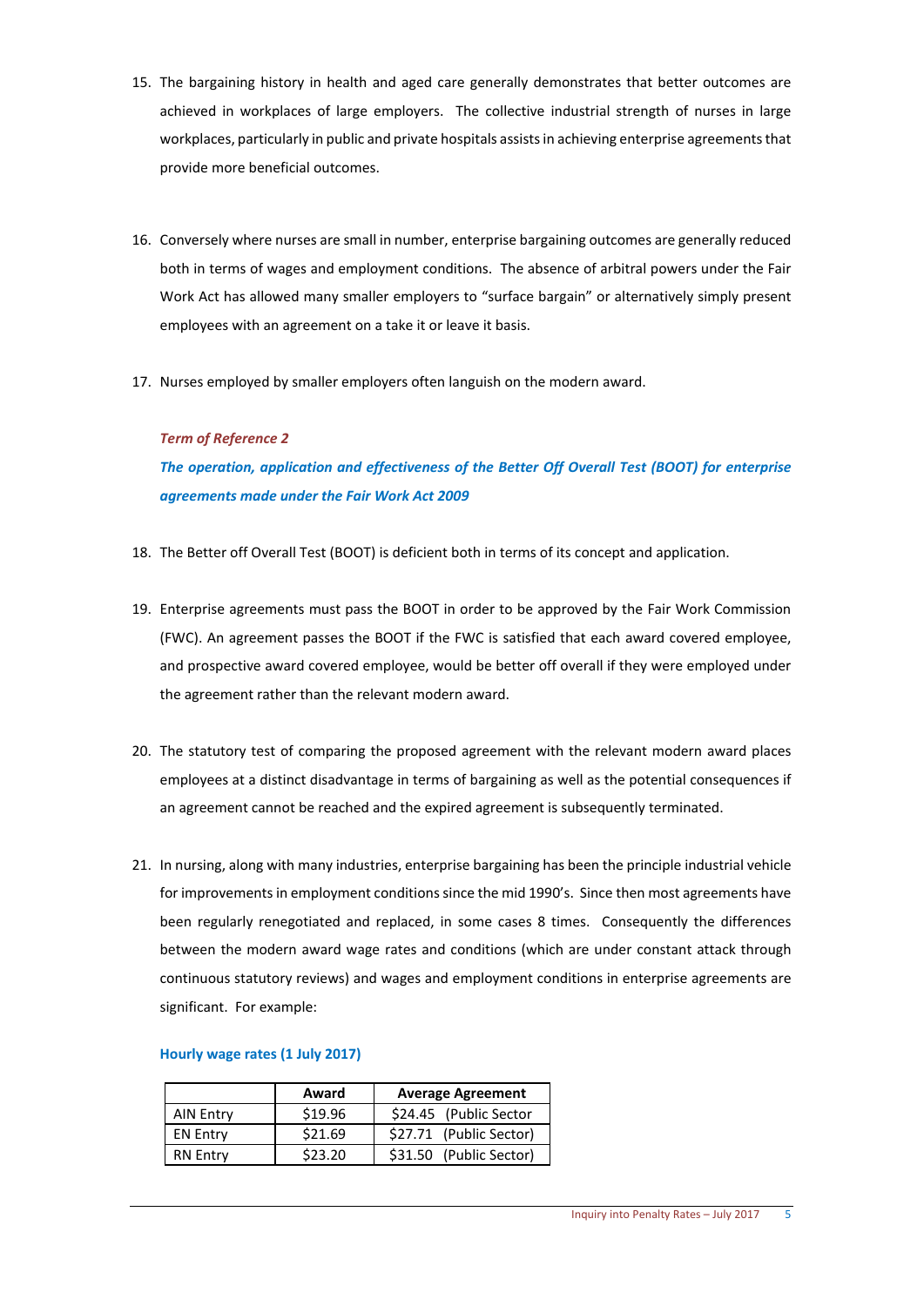15. The bargaining history in health and aged care generally demonstrates that better outcomes are achieved in workplaces of large employers. The collective industrial strength of nurses in large workplaces, particularly in public and private hospitals assists in achieving enterprise agreements that provide more beneficial outcomes.

16. Conversely where nurses are small in number, enterprise bargaining outcomes are generally reduced both in terms of wages and employment conditions. The absence of arbitral powers under the Fair Work Act has allowed many smaller employers to "surface bargain" or alternatively simply present employees with an agreement on a take it or leave it basis.

17. Nurses employed by smaller employers often languish on the modern award.

***Term of Reference 2***

***The operation, application and effectiveness of the Better Off Overall Test (BOOT) for enterprise agreements made under the Fair Work Act 2009***

18. The Better off Overall Test (BOOT) is deficient both in terms of its concept and application.

19. Enterprise agreements must pass the BOOT in order to be approved by the Fair Work Commission (FWC). An agreement passes the BOOT if the FWC is satisfied that each award covered employee, and prospective award covered employee, would be better off overall if they were employed under the agreement rather than the relevant modern award.

20. The statutory test of comparing the proposed agreement with the relevant modern award places employees at a distinct disadvantage in terms of bargaining as well as the potential consequences if an agreement cannot be reached and the expired agreement is subsequently terminated.

21. In nursing, along with many industries, enterprise bargaining has been the principle industrial vehicle for improvements in employment conditions since the mid 1990's. Since then most agreements have been regularly renegotiated and replaced, in some cases 8 times. Consequently the differences between the modern award wage rates and conditions (which are under constant attack through continuous statutory reviews) and wages and employment conditions in enterprise agreements are significant. For example:

**Hourly wage rates (1 July 2017)**

| | Award | Average Agreement |
|---|---|---|
| AIN Entry | $19.96 | $24.45 (Public Sector |
| EN Entry | $21.69 | $27.71 (Public Sector) |
| RN Entry | $23.20 | $31.50 (Public Sector) |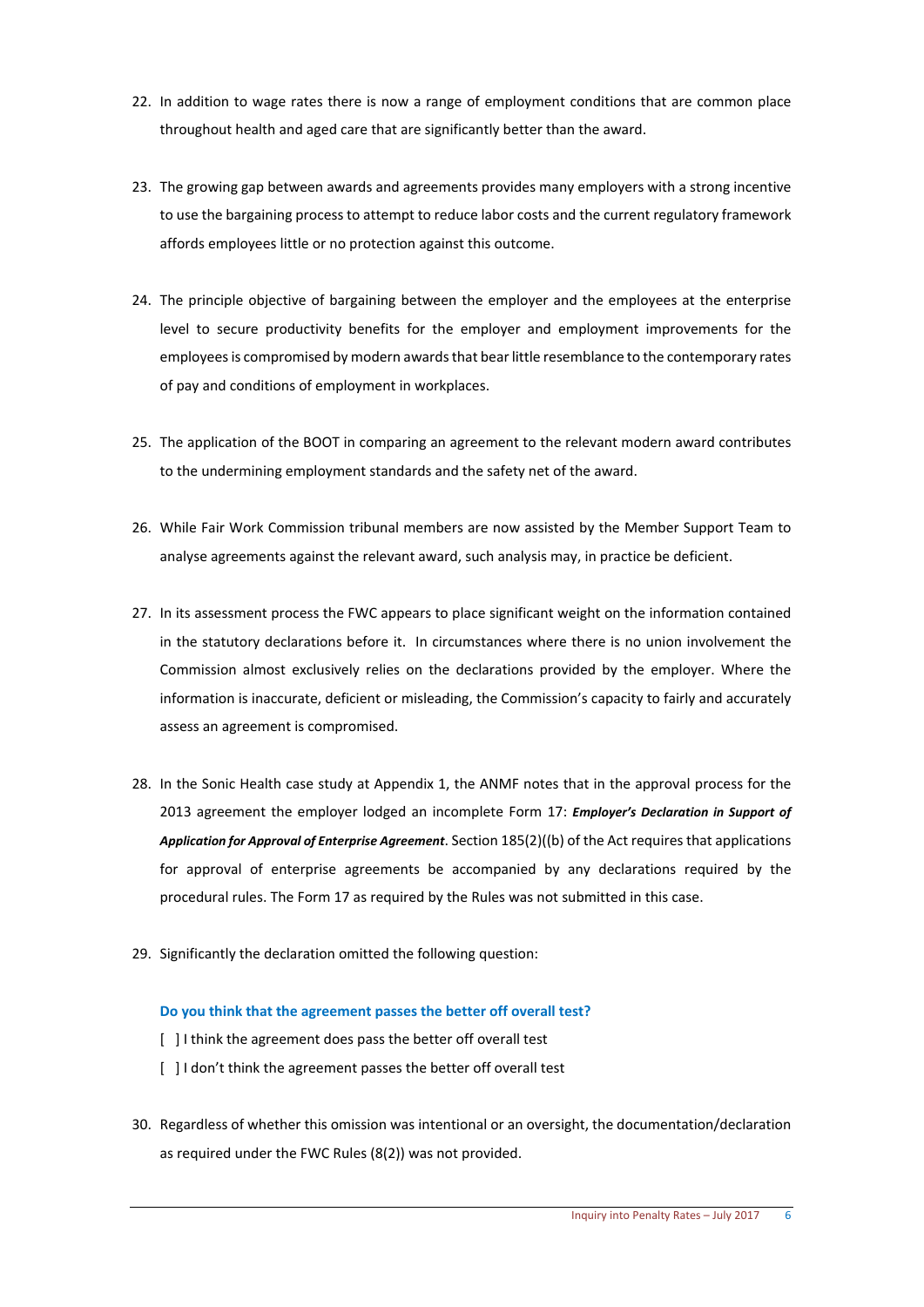22. In addition to wage rates there is now a range of employment conditions that are common place throughout health and aged care that are significantly better than the award.

23. The growing gap between awards and agreements provides many employers with a strong incentive to use the bargaining process to attempt to reduce labor costs and the current regulatory framework affords employees little or no protection against this outcome.

24. The principle objective of bargaining between the employer and the employees at the enterprise level to secure productivity benefits for the employer and employment improvements for the employees is compromised by modern awards that bear little resemblance to the contemporary rates of pay and conditions of employment in workplaces.

25. The application of the BOOT in comparing an agreement to the relevant modern award contributes to the undermining employment standards and the safety net of the award.

26. While Fair Work Commission tribunal members are now assisted by the Member Support Team to analyse agreements against the relevant award, such analysis may, in practice be deficient.

27. In its assessment process the FWC appears to place significant weight on the information contained in the statutory declarations before it. In circumstances where there is no union involvement the Commission almost exclusively relies on the declarations provided by the employer. Where the information is inaccurate, deficient or misleading, the Commission's capacity to fairly and accurately assess an agreement is compromised.

28. In the Sonic Health case study at Appendix 1, the ANMF notes that in the approval process for the 2013 agreement the employer lodged an incomplete Form 17: ***Employer's Declaration in Support of Application for Approval of Enterprise Agreement***. Section 185(2)((b) of the Act requires that applications for approval of enterprise agreements be accompanied by any declarations required by the procedural rules. The Form 17 as required by the Rules was not submitted in this case.

29. Significantly the declaration omitted the following question:

    **Do you think that the agreement passes the better off overall test?**

    [ ] I think the agreement does pass the better off overall test

    [ ] I don't think the agreement passes the better off overall test

30. Regardless of whether this omission was intentional or an oversight, the documentation/declaration as required under the FWC Rules (8(2)) was not provided.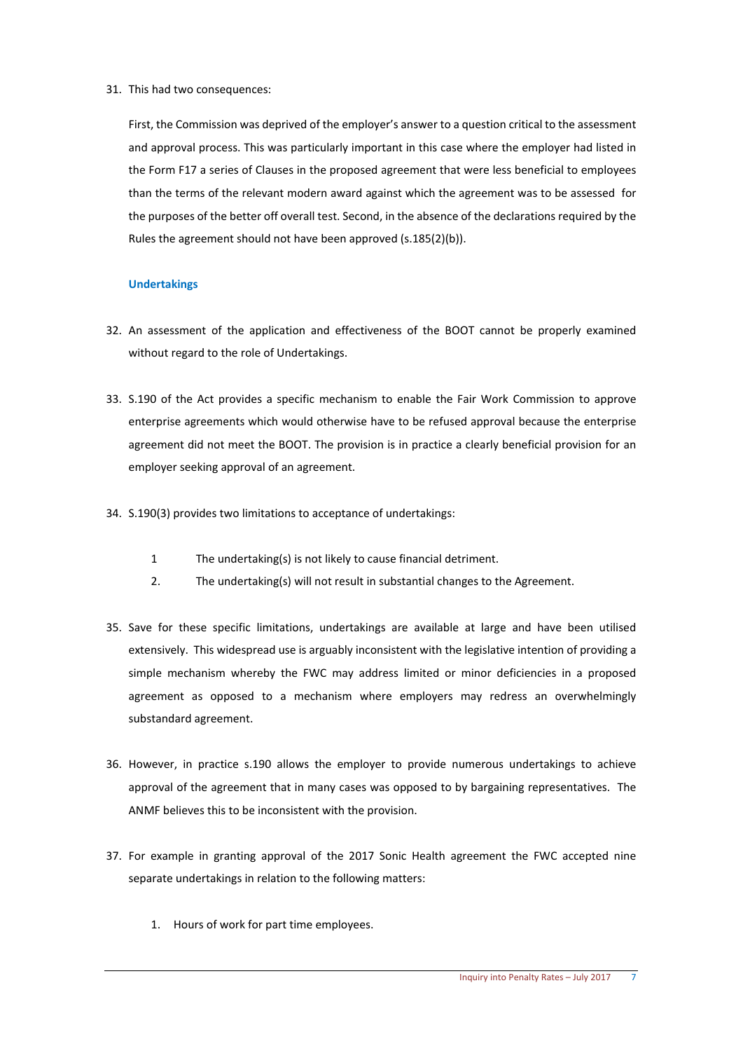31. This had two consequences:

    First, the Commission was deprived of the employer's answer to a question critical to the assessment and approval process. This was particularly important in this case where the employer had listed in the Form F17 a series of Clauses in the proposed agreement that were less beneficial to employees than the terms of the relevant modern award against which the agreement was to be assessed for the purposes of the better off overall test. Second, in the absence of the declarations required by the Rules the agreement should not have been approved (s.185(2)(b)).

### Undertakings

32. An assessment of the application and effectiveness of the BOOT cannot be properly examined without regard to the role of Undertakings.

33. S.190 of the Act provides a specific mechanism to enable the Fair Work Commission to approve enterprise agreements which would otherwise have to be refused approval because the enterprise agreement did not meet the BOOT. The provision is in practice a clearly beneficial provision for an employer seeking approval of an agreement.

34. S.190(3) provides two limitations to acceptance of undertakings:

    1 The undertaking(s) is not likely to cause financial detriment.

    2. The undertaking(s) will not result in substantial changes to the Agreement.

35. Save for these specific limitations, undertakings are available at large and have been utilised extensively. This widespread use is arguably inconsistent with the legislative intention of providing a simple mechanism whereby the FWC may address limited or minor deficiencies in a proposed agreement as opposed to a mechanism where employers may redress an overwhelmingly substandard agreement.

36. However, in practice s.190 allows the employer to provide numerous undertakings to achieve approval of the agreement that in many cases was opposed to by bargaining representatives. The ANMF believes this to be inconsistent with the provision.

37. For example in granting approval of the 2017 Sonic Health agreement the FWC accepted nine separate undertakings in relation to the following matters:

    1. Hours of work for part time employees.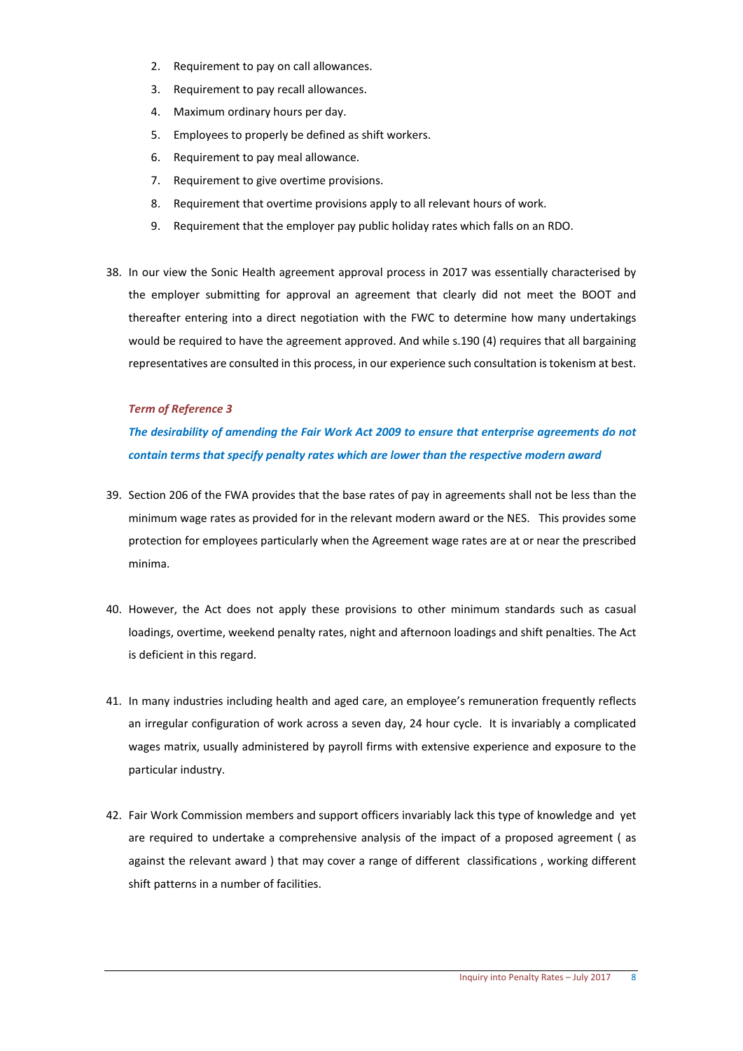2. Requirement to pay on call allowances.
3. Requirement to pay recall allowances.
4. Maximum ordinary hours per day.
5. Employees to properly be defined as shift workers.
6. Requirement to pay meal allowance.
7. Requirement to give overtime provisions.
8. Requirement that overtime provisions apply to all relevant hours of work.
9. Requirement that the employer pay public holiday rates which falls on an RDO.

38. In our view the Sonic Health agreement approval process in 2017 was essentially characterised by the employer submitting for approval an agreement that clearly did not meet the BOOT and thereafter entering into a direct negotiation with the FWC to determine how many undertakings would be required to have the agreement approved. And while s.190 (4) requires that all bargaining representatives are consulted in this process, in our experience such consultation is tokenism at best.

***Term of Reference 3***

***The desirability of amending the Fair Work Act 2009 to ensure that enterprise agreements do not contain terms that specify penalty rates which are lower than the respective modern award***

39. Section 206 of the FWA provides that the base rates of pay in agreements shall not be less than the minimum wage rates as provided for in the relevant modern award or the NES. This provides some protection for employees particularly when the Agreement wage rates are at or near the prescribed minima.

40. However, the Act does not apply these provisions to other minimum standards such as casual loadings, overtime, weekend penalty rates, night and afternoon loadings and shift penalties. The Act is deficient in this regard.

41. In many industries including health and aged care, an employee's remuneration frequently reflects an irregular configuration of work across a seven day, 24 hour cycle. It is invariably a complicated wages matrix, usually administered by payroll firms with extensive experience and exposure to the particular industry.

42. Fair Work Commission members and support officers invariably lack this type of knowledge and yet are required to undertake a comprehensive analysis of the impact of a proposed agreement ( as against the relevant award ) that may cover a range of different classifications , working different shift patterns in a number of facilities.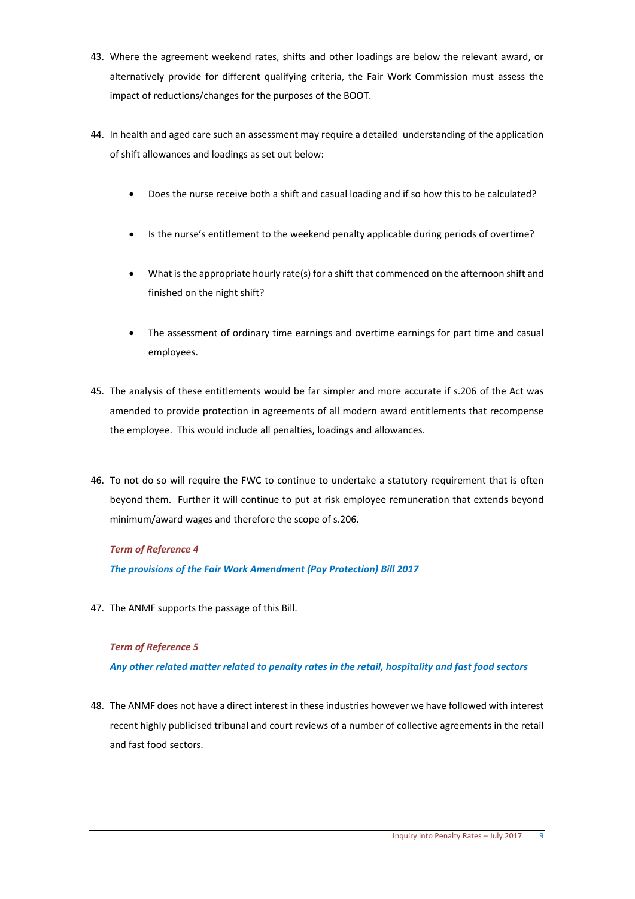43. Where the agreement weekend rates, shifts and other loadings are below the relevant award, or alternatively provide for different qualifying criteria, the Fair Work Commission must assess the impact of reductions/changes for the purposes of the BOOT.

44. In health and aged care such an assessment may require a detailed understanding of the application of shift allowances and loadings as set out below:

    - Does the nurse receive both a shift and casual loading and if so how this to be calculated?
    - Is the nurse's entitlement to the weekend penalty applicable during periods of overtime?
    - What is the appropriate hourly rate(s) for a shift that commenced on the afternoon shift and finished on the night shift?
    - The assessment of ordinary time earnings and overtime earnings for part time and casual employees.

45. The analysis of these entitlements would be far simpler and more accurate if s.206 of the Act was amended to provide protection in agreements of all modern award entitlements that recompense the employee. This would include all penalties, loadings and allowances.

46. To not do so will require the FWC to continue to undertake a statutory requirement that is often beyond them. Further it will continue to put at risk employee remuneration that extends beyond minimum/award wages and therefore the scope of s.206.

***Term of Reference 4***

***The provisions of the Fair Work Amendment (Pay Protection) Bill 2017***

47. The ANMF supports the passage of this Bill.

***Term of Reference 5***

***Any other related matter related to penalty rates in the retail, hospitality and fast food sectors***

48. The ANMF does not have a direct interest in these industries however we have followed with interest recent highly publicised tribunal and court reviews of a number of collective agreements in the retail and fast food sectors.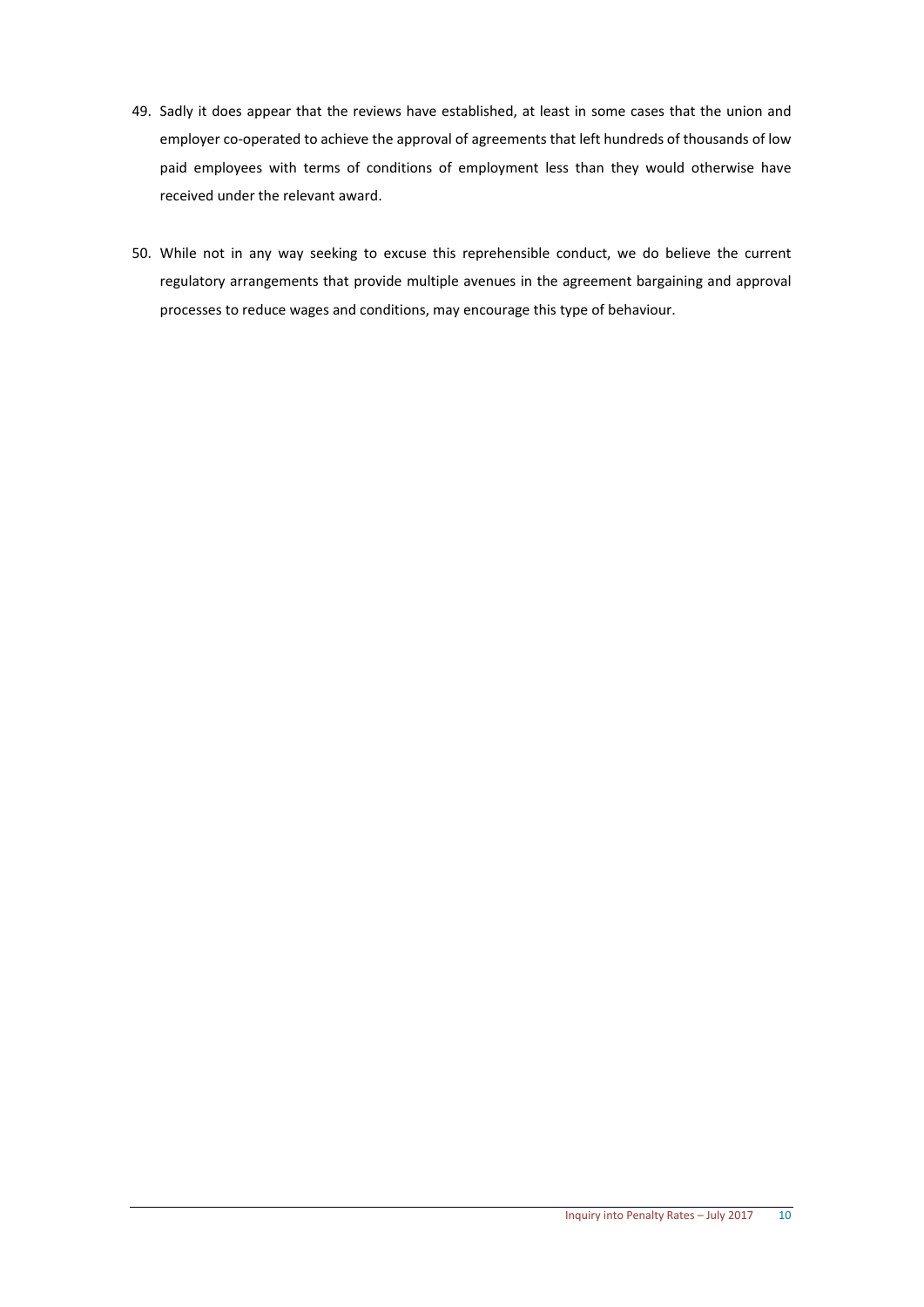49. Sadly it does appear that the reviews have established, at least in some cases that the union and employer co-operated to achieve the approval of agreements that left hundreds of thousands of low paid employees with terms of conditions of employment less than they would otherwise have received under the relevant award.

50. While not in any way seeking to excuse this reprehensible conduct, we do believe the current regulatory arrangements that provide multiple avenues in the agreement bargaining and approval processes to reduce wages and conditions, may encourage this type of behaviour.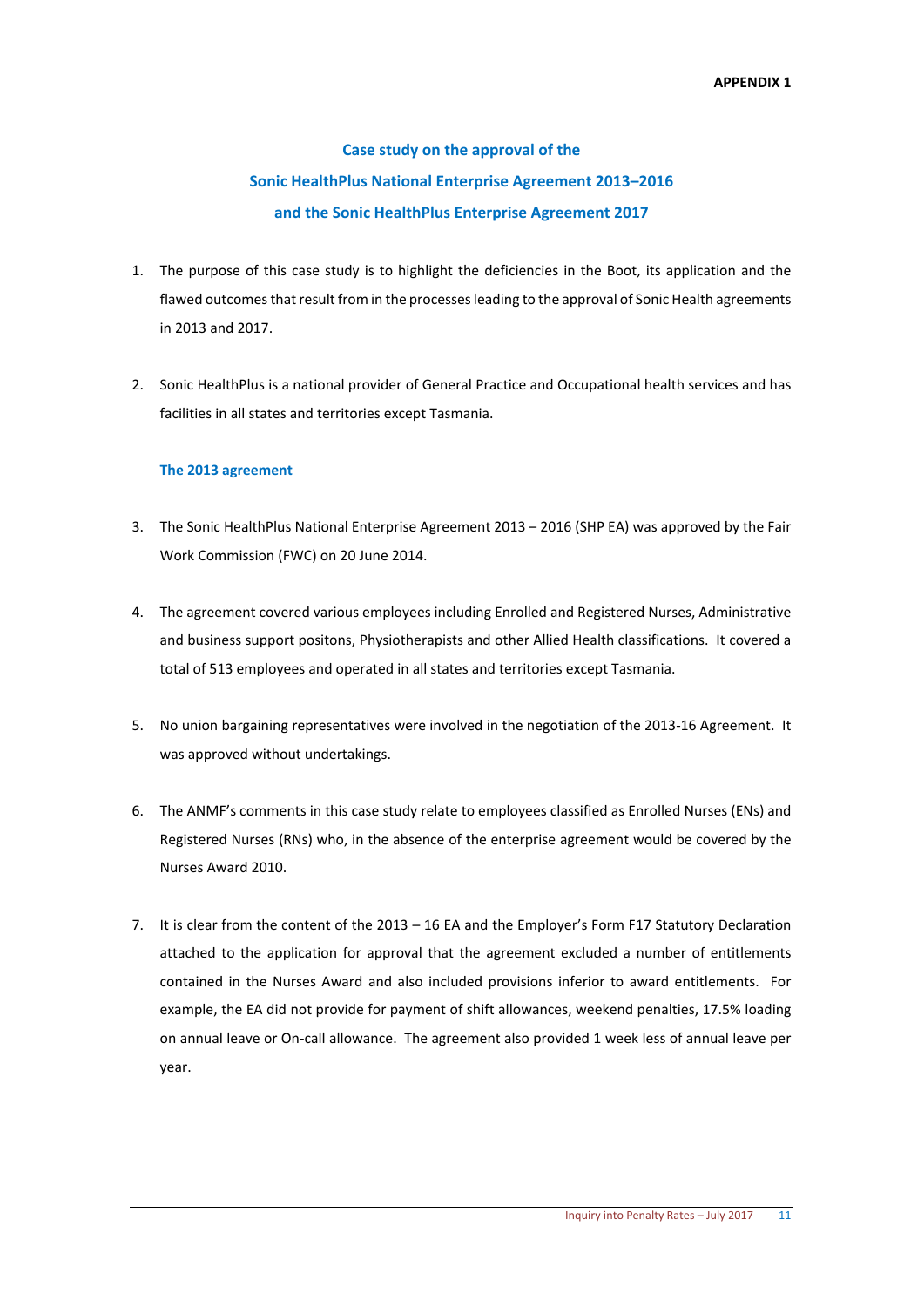**APPENDIX 1**

## Case study on the approval of the Sonic HealthPlus National Enterprise Agreement 2013–2016 and the Sonic HealthPlus Enterprise Agreement 2017

1. The purpose of this case study is to highlight the deficiencies in the Boot, its application and the flawed outcomes that result from in the processes leading to the approval of Sonic Health agreements in 2013 and 2017.

2. Sonic HealthPlus is a national provider of General Practice and Occupational health services and has facilities in all states and territories except Tasmania.

### The 2013 agreement

3. The Sonic HealthPlus National Enterprise Agreement 2013 – 2016 (SHP EA) was approved by the Fair Work Commission (FWC) on 20 June 2014.

4. The agreement covered various employees including Enrolled and Registered Nurses, Administrative and business support positons, Physiotherapists and other Allied Health classifications. It covered a total of 513 employees and operated in all states and territories except Tasmania.

5. No union bargaining representatives were involved in the negotiation of the 2013-16 Agreement. It was approved without undertakings.

6. The ANMF's comments in this case study relate to employees classified as Enrolled Nurses (ENs) and Registered Nurses (RNs) who, in the absence of the enterprise agreement would be covered by the Nurses Award 2010.

7. It is clear from the content of the 2013 – 16 EA and the Employer's Form F17 Statutory Declaration attached to the application for approval that the agreement excluded a number of entitlements contained in the Nurses Award and also included provisions inferior to award entitlements. For example, the EA did not provide for payment of shift allowances, weekend penalties, 17.5% loading on annual leave or On-call allowance. The agreement also provided 1 week less of annual leave per year.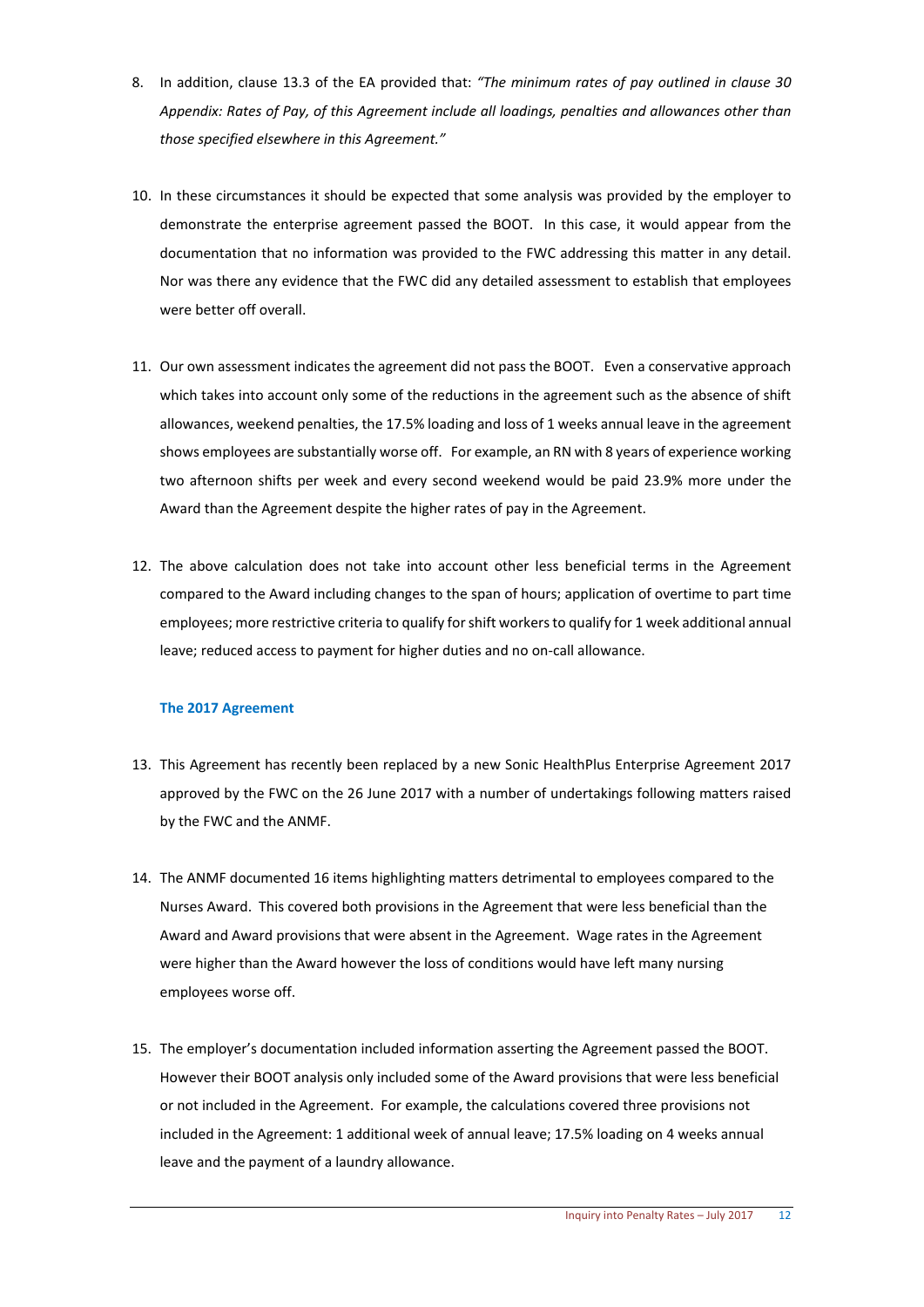8. In addition, clause 13.3 of the EA provided that: *"The minimum rates of pay outlined in clause 30 Appendix: Rates of Pay, of this Agreement include all loadings, penalties and allowances other than those specified elsewhere in this Agreement."*

10. In these circumstances it should be expected that some analysis was provided by the employer to demonstrate the enterprise agreement passed the BOOT. In this case, it would appear from the documentation that no information was provided to the FWC addressing this matter in any detail. Nor was there any evidence that the FWC did any detailed assessment to establish that employees were better off overall.

11. Our own assessment indicates the agreement did not pass the BOOT. Even a conservative approach which takes into account only some of the reductions in the agreement such as the absence of shift allowances, weekend penalties, the 17.5% loading and loss of 1 weeks annual leave in the agreement shows employees are substantially worse off. For example, an RN with 8 years of experience working two afternoon shifts per week and every second weekend would be paid 23.9% more under the Award than the Agreement despite the higher rates of pay in the Agreement.

12. The above calculation does not take into account other less beneficial terms in the Agreement compared to the Award including changes to the span of hours; application of overtime to part time employees; more restrictive criteria to qualify for shift workers to qualify for 1 week additional annual leave; reduced access to payment for higher duties and no on-call allowance.

### The 2017 Agreement

13. This Agreement has recently been replaced by a new Sonic HealthPlus Enterprise Agreement 2017 approved by the FWC on the 26 June 2017 with a number of undertakings following matters raised by the FWC and the ANMF.

14. The ANMF documented 16 items highlighting matters detrimental to employees compared to the Nurses Award. This covered both provisions in the Agreement that were less beneficial than the Award and Award provisions that were absent in the Agreement. Wage rates in the Agreement were higher than the Award however the loss of conditions would have left many nursing employees worse off.

15. The employer's documentation included information asserting the Agreement passed the BOOT. However their BOOT analysis only included some of the Award provisions that were less beneficial or not included in the Agreement. For example, the calculations covered three provisions not included in the Agreement: 1 additional week of annual leave; 17.5% loading on 4 weeks annual leave and the payment of a laundry allowance.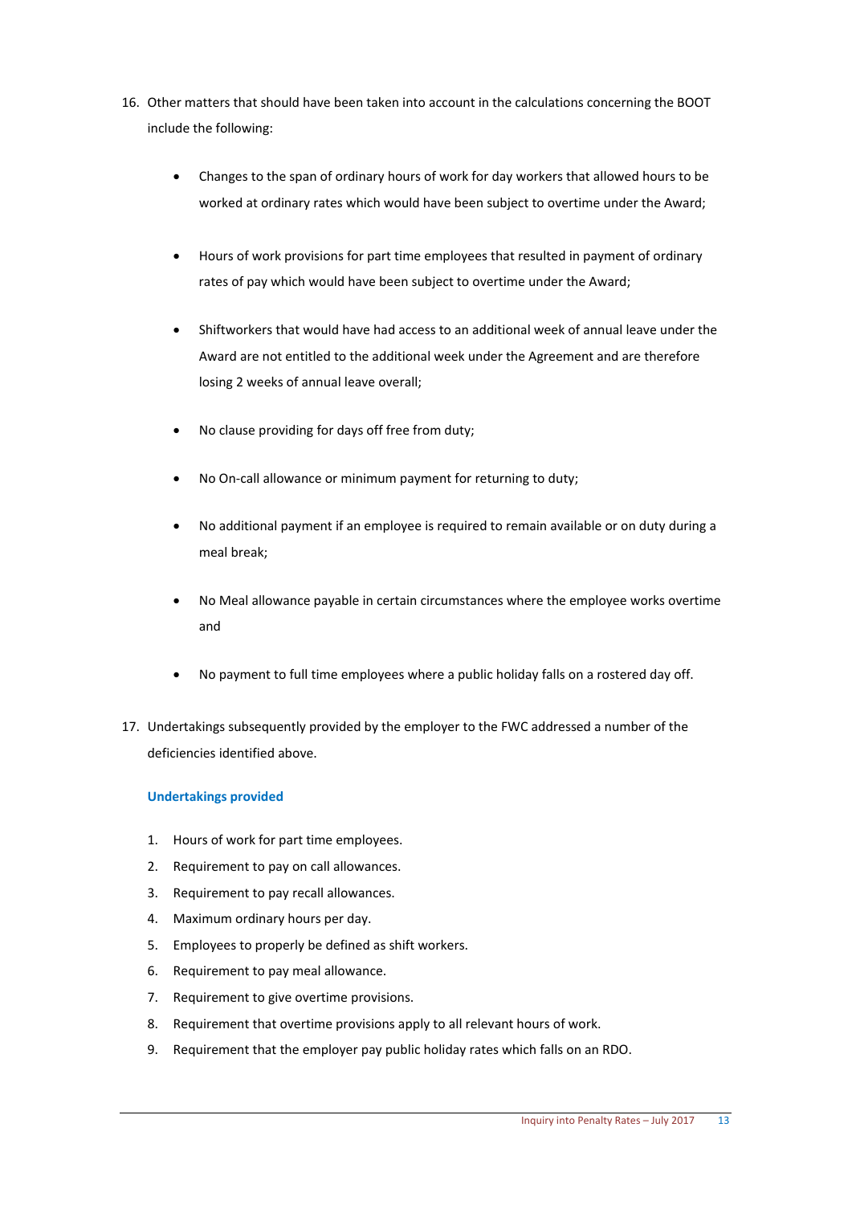16. Other matters that should have been taken into account in the calculations concerning the BOOT include the following:

    - Changes to the span of ordinary hours of work for day workers that allowed hours to be worked at ordinary rates which would have been subject to overtime under the Award;
    - Hours of work provisions for part time employees that resulted in payment of ordinary rates of pay which would have been subject to overtime under the Award;
    - Shiftworkers that would have had access to an additional week of annual leave under the Award are not entitled to the additional week under the Agreement and are therefore losing 2 weeks of annual leave overall;
    - No clause providing for days off free from duty;
    - No On-call allowance or minimum payment for returning to duty;
    - No additional payment if an employee is required to remain available or on duty during a meal break;
    - No Meal allowance payable in certain circumstances where the employee works overtime and
    - No payment to full time employees where a public holiday falls on a rostered day off.

17. Undertakings subsequently provided by the employer to the FWC addressed a number of the deficiencies identified above.

### Undertakings provided

1. Hours of work for part time employees.
2. Requirement to pay on call allowances.
3. Requirement to pay recall allowances.
4. Maximum ordinary hours per day.
5. Employees to properly be defined as shift workers.
6. Requirement to pay meal allowance.
7. Requirement to give overtime provisions.
8. Requirement that overtime provisions apply to all relevant hours of work.
9. Requirement that the employer pay public holiday rates which falls on an RDO.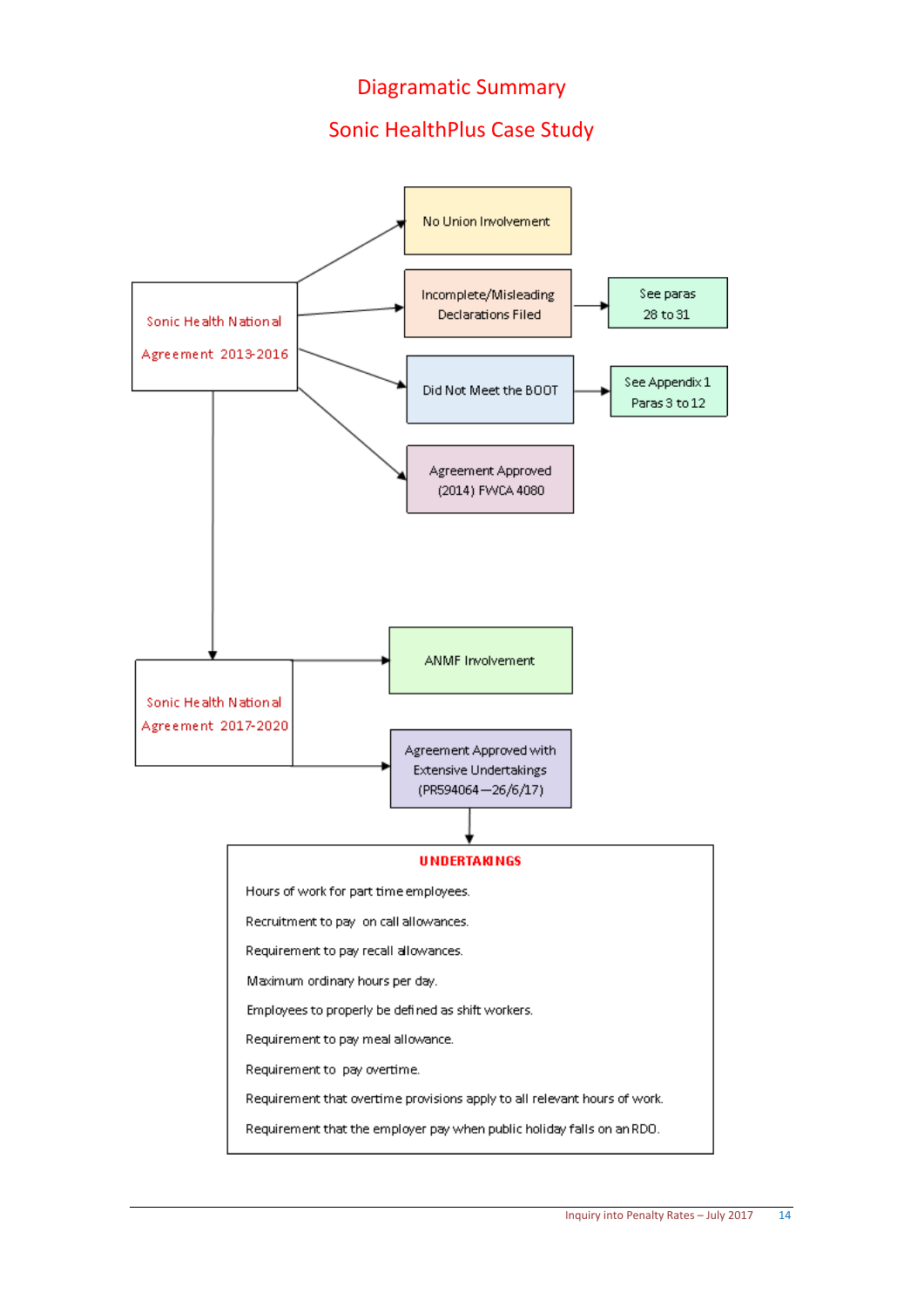# Diagramatic Summary

## Sonic HealthPlus Case Study

Sonic Health National Agreement 2013-2016

No Union Involvement

Incomplete/Misleading Declarations Filed

See paras 28 to 31

Did Not Meet the BOOT

See Appendix 1 Paras 3 to 12

Agreement Approved (2014) FWCA 4080

Sonic Health National Agreement 2017-2020

ANMF Involvement

Agreement Approved with Extensive Undertakings (PR594064—26/6/17)

**UNDERTAKINGS**

Hours of work for part time employees.

Recruitment to pay on call allowances.

Requirement to pay recall allowances.

Maximum ordinary hours per day.

Employees to properly be defined as shift workers.

Requirement to pay meal allowance.

Requirement to pay overtime.

Requirement that overtime provisions apply to all relevant hours of work.

Requirement that the employer pay when public holiday falls on an RDO.